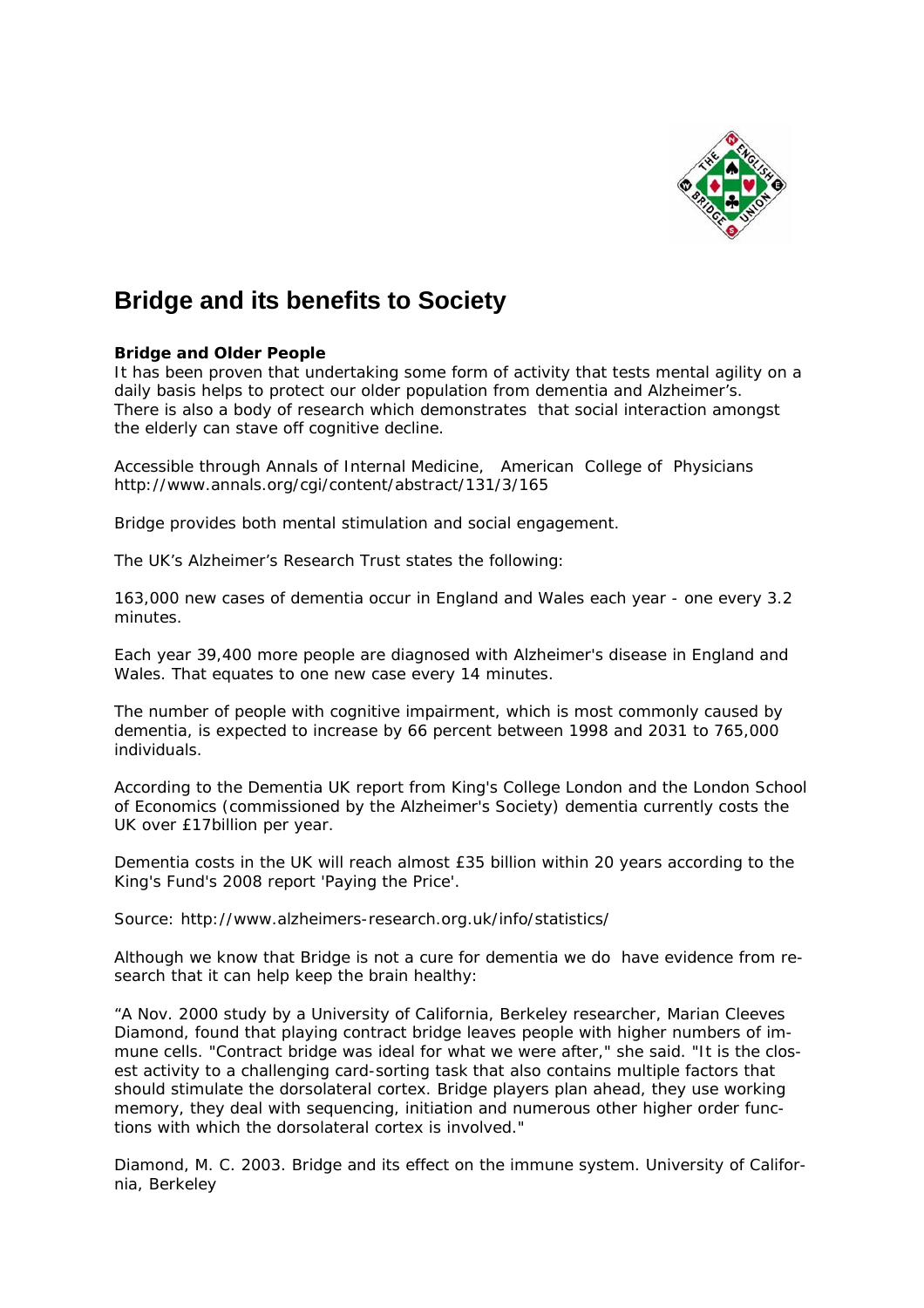# Bridge and its benefits to Society

**Bridge and Older People**

It has been proven that undertaking some form of activity that tests mental agility on a daily basis helps to protect our older population from dementia and Alzheimer's. There is also a body of research which demonstrates that social interaction amongst the elderly can stave off cognitive decline.

Accessible through Annals of Internal Medicine, American College of Physicians http://www.annals.org/cgi/content/abstract/131/3/165

Bridge provides both mental stimulation and social engagement.

The UK's Alzheimer's Research Trust states the following:

163,000 new cases of dementia occur in England and Wales each year - one every 3.2 minutes.

Each year 39,400 more people are diagnosed with Alzheimer's disease in England and Wales. That equates to one new case every 14 minutes.

The number of people with cognitive impairment, which is most commonly caused by dementia, is expected to increase by 66 percent between 1998 and 2031 to 765,000 individuals.

According to the Dementia UK report from King's College London and the London School of Economics (commissioned by the Alzheimer's Society) dementia currently costs the UK over £17billion per year.

Dementia costs in the UK will reach almost £35 billion within 20 years according to the King's Fund's 2008 report 'Paying the Price'.

Source: http://www.alzheimers-research.org.uk/info/statistics/

Although we know that Bridge is not a cure for dementia we do have evidence from research that it can help keep the brain healthy:

"A Nov. 2000 study by a University of California, Berkeley researcher, Marian Cleeves Diamond, found that playing contract bridge leaves people with higher numbers of immune cells. "Contract bridge was ideal for what we were after," she said. "It is the closest activity to a challenging card-sorting task that also contains multiple factors that should stimulate the dorsolateral cortex. Bridge players plan ahead, they use working memory, they deal with sequencing, initiation and numerous other higher order functions with which the dorsolateral cortex is involved."

Diamond, M. C. 2003. Bridge and its effect on the immune system. University of California, Berkeley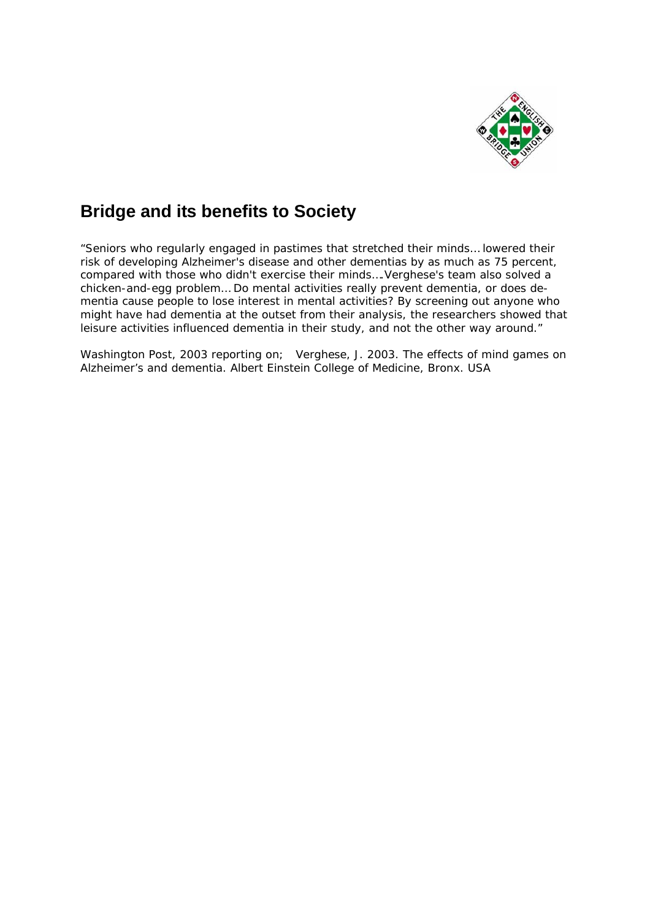## Bridge and its benefits to Society

"Seniors who regularly engaged in pastimes that stretched their minds... lowered their risk of developing Alzheimer's disease and other dementias by as much as 75 percent, compared with those who didn't exercise their minds.... Verghese's team also solved a chicken-and-egg problem... Do mental activities really prevent dementia, or does dementia cause people to lose interest in mental activities? By screening out anyone who might have had dementia at the outset from their analysis, the researchers showed that leisure activities influenced dementia in their study, and not the other way around."

Washington Post, 2003 reporting on; Verghese, J. 2003. The effects of mind games on Alzheimer's and dementia. Albert Einstein College of Medicine, Bronx. USA